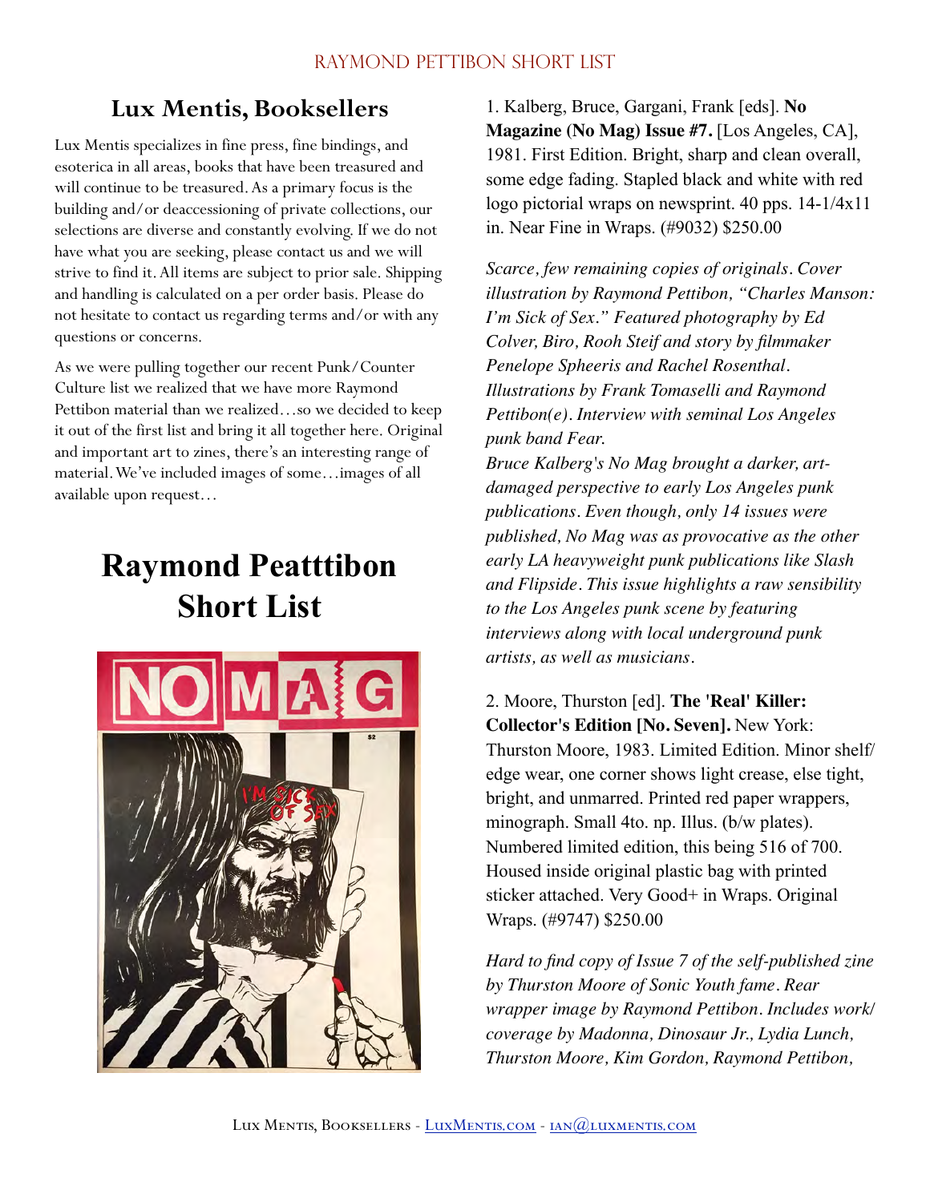## Lux Mentis, Booksellers

Lux Mentis specializes in fine press, fine bindings, and esoterica in all areas, books that have been treasured and will continue to be treasured. As a primary focus is the building and/or deaccessioning of private collections, our selections are diverse and constantly evolving. If we do not have what you are seeking, please contact us and we will strive to find it. All items are subject to prior sale. Shipping and handling is calculated on a per order basis. Please do not hesitate to contact us regarding terms and/or with any questions or concerns.

As we were pulling together our recent Punk/Counter Culture list we realized that we have more Raymond Pettibon material than we realized…so we decided to keep it out of the first list and bring it all together here. Original and important art to zines, there's an interesting range of material. We've included images of some…images of all available upon request…

# Raymond Peatttibon Short List

1. Kalberg, Bruce, Gargani, Frank [eds]. **No Magazine (No Mag) Issue #7.** [Los Angeles, CA], 1981. First Edition. Bright, sharp and clean overall, some edge fading. Stapled black and white with red logo pictorial wraps on newsprint. 40 pps. 14-1/4x11 in. Near Fine in Wraps. (#9032) $250.00

*Scarce, few remaining copies of originals. Cover illustration by Raymond Pettibon, "Charles Manson: I'm Sick of Sex." Featured photography by Ed Colver, Biro, Rooh Steif and story by filmmaker Penelope Spheeris and Rachel Rosenthal. Illustrations by Frank Tomaselli and Raymond Pettibon(e). Interview with seminal Los Angeles punk band Fear.*
*Bruce Kalberg's No Mag brought a darker, art-damaged perspective to early Los Angeles punk publications. Even though, only 14 issues were published, No Mag was as provocative as the other early LA heavyweight punk publications like Slash and Flipside. This issue highlights a raw sensibility to the Los Angeles punk scene by featuring interviews along with local underground punk artists, as well as musicians.*

2. Moore, Thurston [ed]. **The 'Real' Killer: Collector's Edition [No. Seven].** New York: Thurston Moore, 1983. Limited Edition. Minor shelf/edge wear, one corner shows light crease, else tight, bright, and unmarred. Printed red paper wrappers, minograph. Small 4to. np. Illus. (b/w plates). Numbered limited edition, this being 516 of 700. Housed inside original plastic bag with printed sticker attached. Very Good+ in Wraps. Original Wraps. (#9747) $250.00

*Hard to find copy of Issue 7 of the self-published zine by Thurston Moore of Sonic Youth fame. Rear wrapper image by Raymond Pettibon. Includes work/coverage by Madonna, Dinosaur Jr., Lydia Lunch, Thurston Moore, Kim Gordon, Raymond Pettibon,*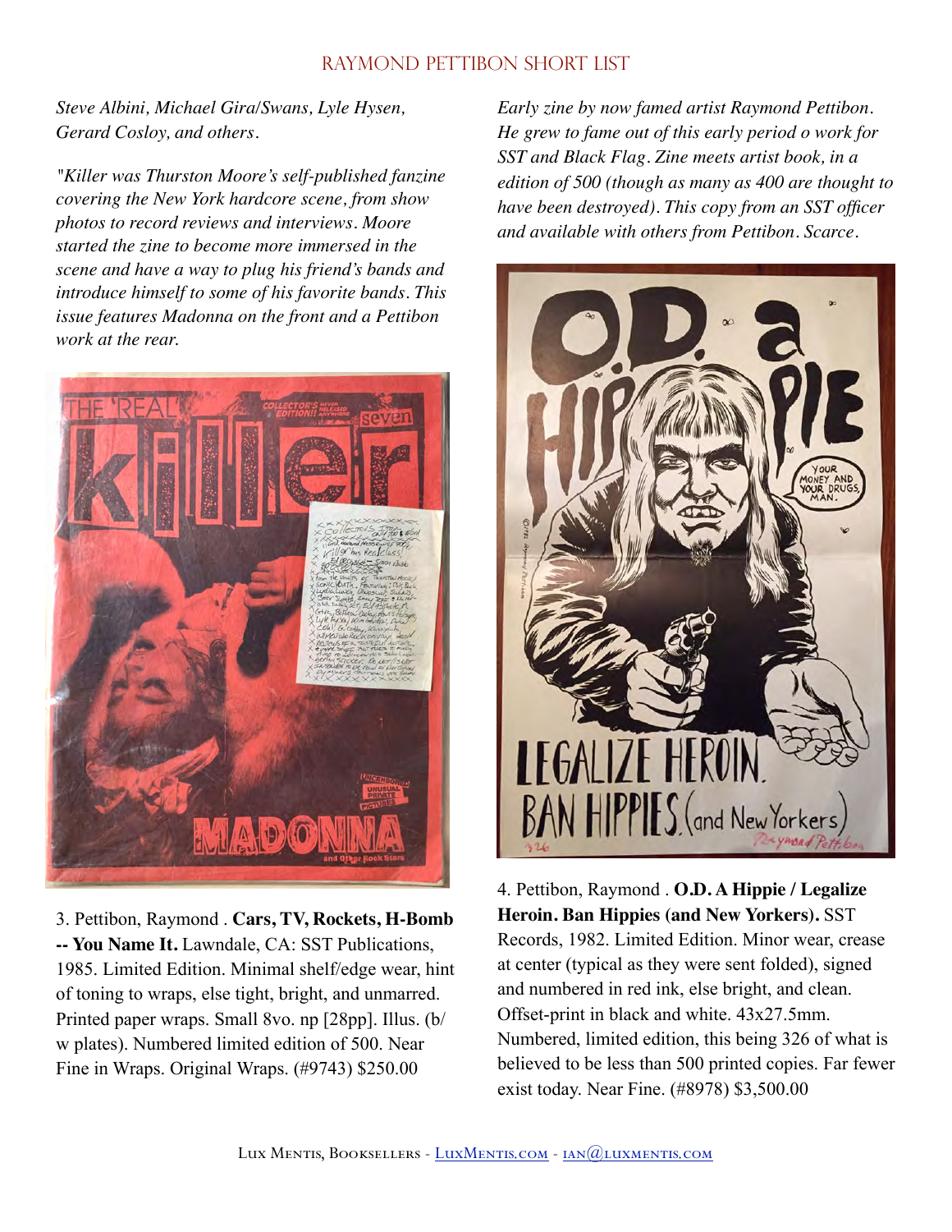*Steve Albini, Michael Gira/Swans, Lyle Hysen, Gerard Cosloy, and others.*

*"Killer was Thurston Moore's self-published fanzine covering the New York hardcore scene, from show photos to record reviews and interviews. Moore started the zine to become more immersed in the scene and have a way to plug his friend's bands and introduce himself to some of his favorite bands. This issue features Madonna on the front and a Pettibon work at the rear.*

3. Pettibon, Raymond . **Cars, TV, Rockets, H-Bomb -- You Name It.** Lawndale, CA: SST Publications, 1985. Limited Edition. Minimal shelf/edge wear, hint of toning to wraps, else tight, bright, and unmarred. Printed paper wraps. Small 8vo. np [28pp]. Illus. (b/w plates). Numbered limited edition of 500. Near Fine in Wraps. Original Wraps. (#9743) $250.00

*Early zine by now famed artist Raymond Pettibon. He grew to fame out of this early period o work for SST and Black Flag. Zine meets artist book, in a edition of 500 (though as many as 400 are thought to have been destroyed). This copy from an SST officer and available with others from Pettibon. Scarce.*

4. Pettibon, Raymond . **O.D. A Hippie / Legalize Heroin. Ban Hippies (and New Yorkers).** SST Records, 1982. Limited Edition. Minor wear, crease at center (typical as they were sent folded), signed and numbered in red ink, else bright, and clean. Offset-print in black and white. 43x27.5mm. Numbered, limited edition, this being 326 of what is believed to be less than 500 printed copies. Far fewer exist today. Near Fine. (#8978) $3,500.00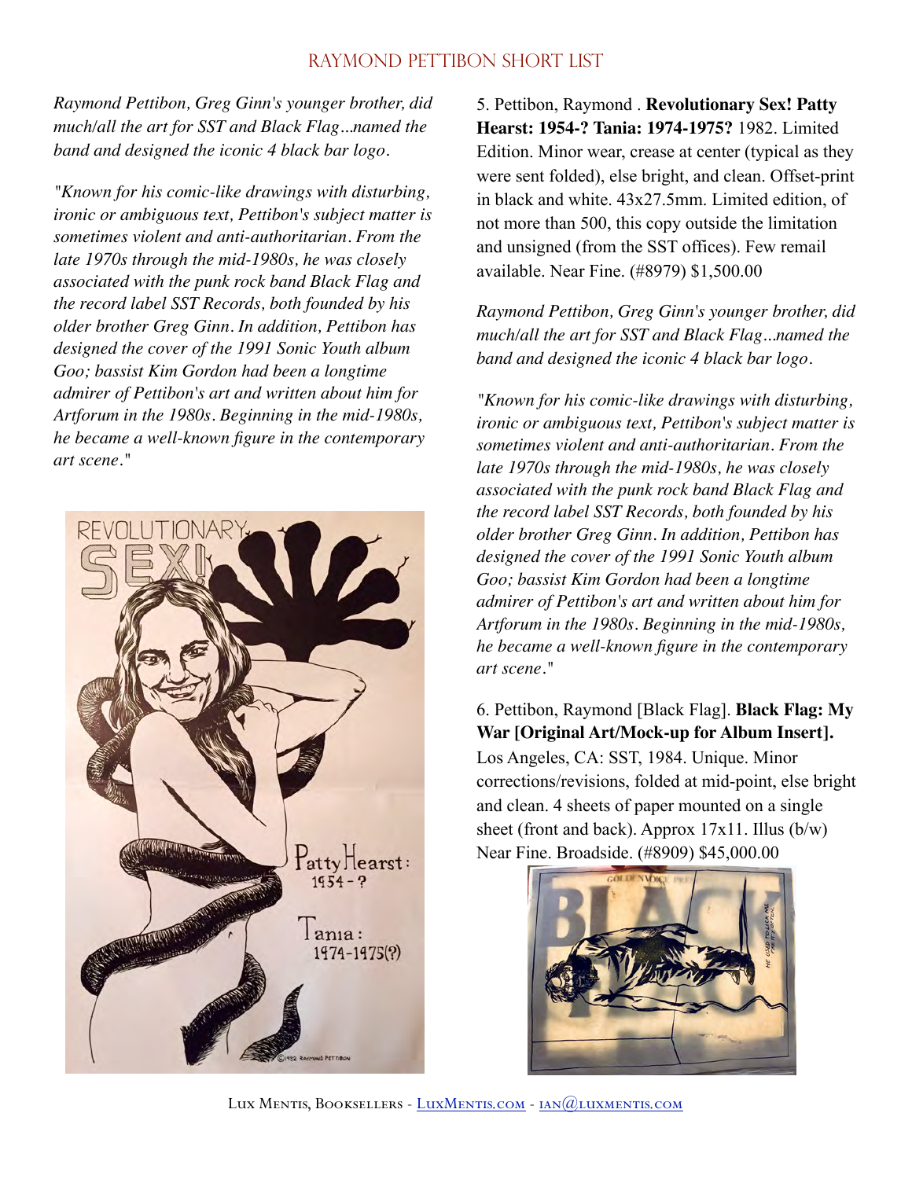*Raymond Pettibon, Greg Ginn's younger brother, did much/all the art for SST and Black Flag...named the band and designed the iconic 4 black bar logo.*

*"Known for his comic-like drawings with disturbing, ironic or ambiguous text, Pettibon's subject matter is sometimes violent and anti-authoritarian. From the late 1970s through the mid-1980s, he was closely associated with the punk rock band Black Flag and the record label SST Records, both founded by his older brother Greg Ginn. In addition, Pettibon has designed the cover of the 1991 Sonic Youth album Goo; bassist Kim Gordon had been a longtime admirer of Pettibon's art and written about him for Artforum in the 1980s. Beginning in the mid-1980s, he became a well-known figure in the contemporary art scene."*

5. Pettibon, Raymond . **Revolutionary Sex! Patty Hearst: 1954-? Tania: 1974-1975?** 1982. Limited Edition. Minor wear, crease at center (typical as they were sent folded), else bright, and clean. Offset-print in black and white. 43x27.5mm. Limited edition, of not more than 500, this copy outside the limitation and unsigned (from the SST offices). Few remail available. Near Fine. (#8979) $1,500.00

*Raymond Pettibon, Greg Ginn's younger brother, did much/all the art for SST and Black Flag...named the band and designed the iconic 4 black bar logo.*

*"Known for his comic-like drawings with disturbing, ironic or ambiguous text, Pettibon's subject matter is sometimes violent and anti-authoritarian. From the late 1970s through the mid-1980s, he was closely associated with the punk rock band Black Flag and the record label SST Records, both founded by his older brother Greg Ginn. In addition, Pettibon has designed the cover of the 1991 Sonic Youth album Goo; bassist Kim Gordon had been a longtime admirer of Pettibon's art and written about him for Artforum in the 1980s. Beginning in the mid-1980s, he became a well-known figure in the contemporary art scene."*

6. Pettibon, Raymond [Black Flag]. **Black Flag: My War [Original Art/Mock-up for Album Insert].** Los Angeles, CA: SST, 1984. Unique. Minor corrections/revisions, folded at mid-point, else bright and clean. 4 sheets of paper mounted on a single sheet (front and back). Approx 17x11. Illus (b/w) Near Fine. Broadside. (#8909) $45,000.00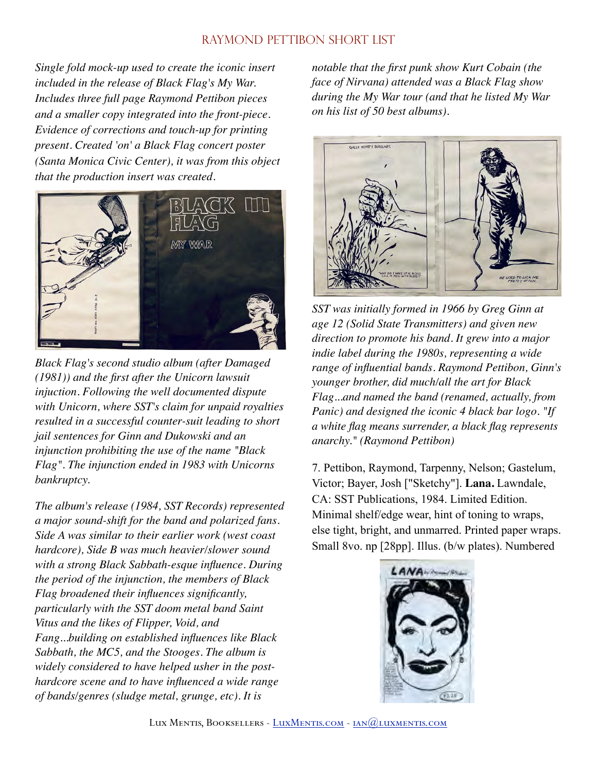*Single fold mock-up used to create the iconic insert included in the release of Black Flag's My War. Includes three full page Raymond Pettibon pieces and a smaller copy integrated into the front-piece. Evidence of corrections and touch-up for printing present. Created 'on' a Black Flag concert poster (Santa Monica Civic Center), it was from this object that the production insert was created.*

*Black Flag's second studio album (after Damaged (1981)) and the first after the Unicorn lawsuit injuction. Following the well documented dispute with Unicorn, where SST's claim for unpaid royalties resulted in a successful counter-suit leading to short jail sentences for Ginn and Dukowski and an injunction prohibiting the use of the name "Black Flag". The injunction ended in 1983 with Unicorns bankruptcy.*

*The album's release (1984, SST Records) represented a major sound-shift for the band and polarized fans. Side A was similar to their earlier work (west coast hardcore), Side B was much heavier/slower sound with a strong Black Sabbath-esque influence. During the period of the injunction, the members of Black Flag broadened their influences significantly, particularly with the SST doom metal band Saint Vitus and the likes of Flipper, Void, and Fang...building on established influences like Black Sabbath, the MC5, and the Stooges. The album is widely considered to have helped usher in the post-hardcore scene and to have influenced a wide range of bands/genres (sludge metal, grunge, etc). It is notable that the first punk show Kurt Cobain (the face of Nirvana) attended was a Black Flag show during the My War tour (and that he listed My War on his list of 50 best albums).*

*SST was initially formed in 1966 by Greg Ginn at age 12 (Solid State Transmitters) and given new direction to promote his band. It grew into a major indie label during the 1980s, representing a wide range of influential bands. Raymond Pettibon, Ginn's younger brother, did much/all the art for Black Flag...and named the band (renamed, actually, from Panic) and designed the iconic 4 black bar logo. "If a white flag means surrender, a black flag represents anarchy." (Raymond Pettibon)*

7. Pettibon, Raymond, Tarpenny, Nelson; Gastelum, Victor; Bayer, Josh ["Sketchy"]. **Lana.** Lawndale, CA: SST Publications, 1984. Limited Edition. Minimal shelf/edge wear, hint of toning to wraps, else tight, bright, and unmarred. Printed paper wraps. Small 8vo. np [28pp]. Illus. (b/w plates). Numbered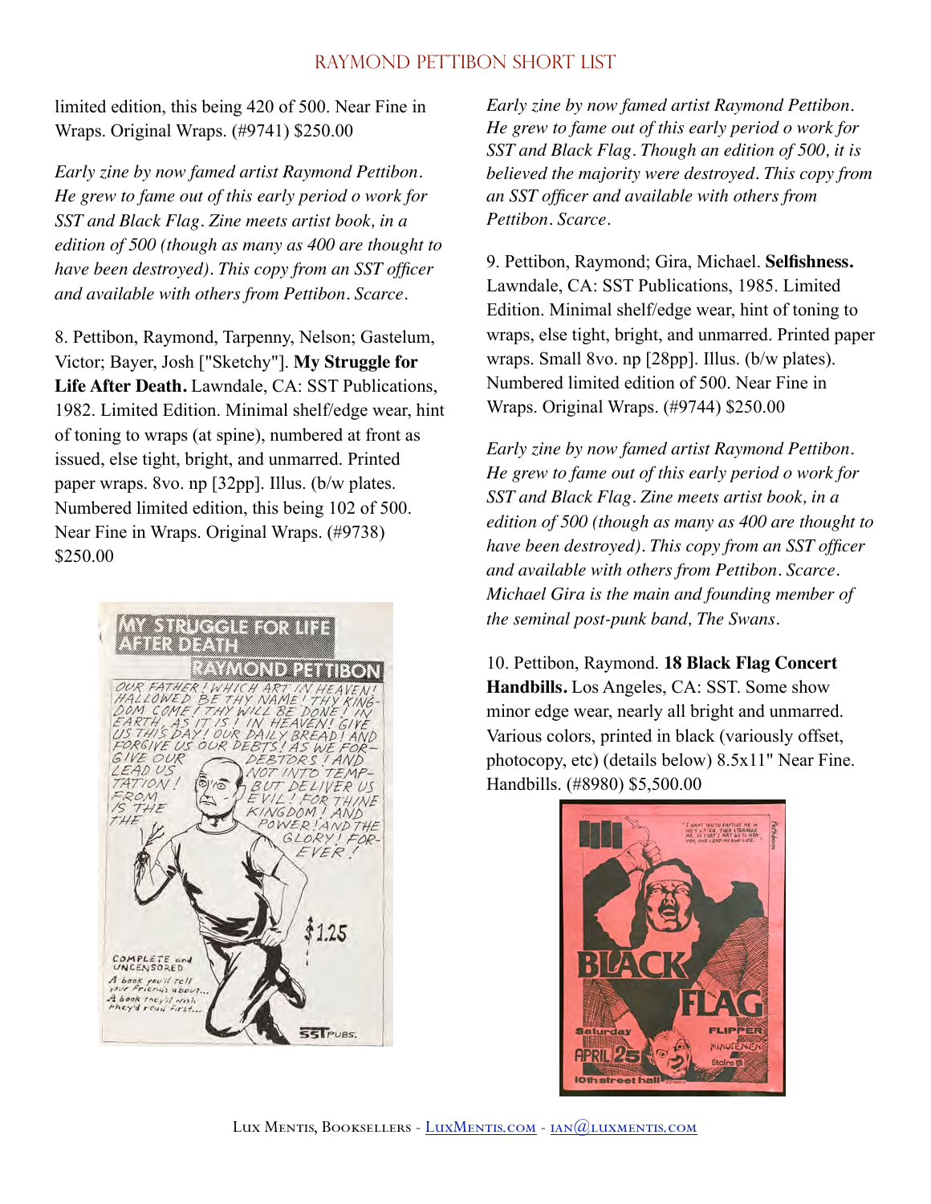limited edition, this being 420 of 500. Near Fine in Wraps. Original Wraps. (#9741) $250.00

*Early zine by now famed artist Raymond Pettibon. He grew to fame out of this early period o work for SST and Black Flag. Zine meets artist book, in a edition of 500 (though as many as 400 are thought to have been destroyed). This copy from an SST officer and available with others from Pettibon. Scarce.*

8. Pettibon, Raymond, Tarpenny, Nelson; Gastelum, Victor; Bayer, Josh ["Sketchy"]. **My Struggle for Life After Death.** Lawndale, CA: SST Publications, 1982. Limited Edition. Minimal shelf/edge wear, hint of toning to wraps (at spine), numbered at front as issued, else tight, bright, and unmarred. Printed paper wraps. 8vo. np [32pp]. Illus. (b/w plates. Numbered limited edition, this being 102 of 500. Near Fine in Wraps. Original Wraps. (#9738) $250.00

*Early zine by now famed artist Raymond Pettibon. He grew to fame out of this early period o work for SST and Black Flag. Though an edition of 500, it is believed the majority were destroyed. This copy from an SST officer and available with others from Pettibon. Scarce.*

9. Pettibon, Raymond; Gira, Michael. **Selfishness.** Lawndale, CA: SST Publications, 1985. Limited Edition. Minimal shelf/edge wear, hint of toning to wraps, else tight, bright, and unmarred. Printed paper wraps. Small 8vo. np [28pp]. Illus. (b/w plates). Numbered limited edition of 500. Near Fine in Wraps. Original Wraps. (#9744) $250.00

*Early zine by now famed artist Raymond Pettibon. He grew to fame out of this early period o work for SST and Black Flag. Zine meets artist book, in a edition of 500 (though as many as 400 are thought to have been destroyed). This copy from an SST officer and available with others from Pettibon. Scarce. Michael Gira is the main and founding member of the seminal post-punk band, The Swans.*

10. Pettibon, Raymond. **18 Black Flag Concert Handbills.** Los Angeles, CA: SST. Some show minor edge wear, nearly all bright and unmarred. Various colors, printed in black (variously offset, photocopy, etc) (details below) 8.5x11" Near Fine. Handbills. (#8980) $5,500.00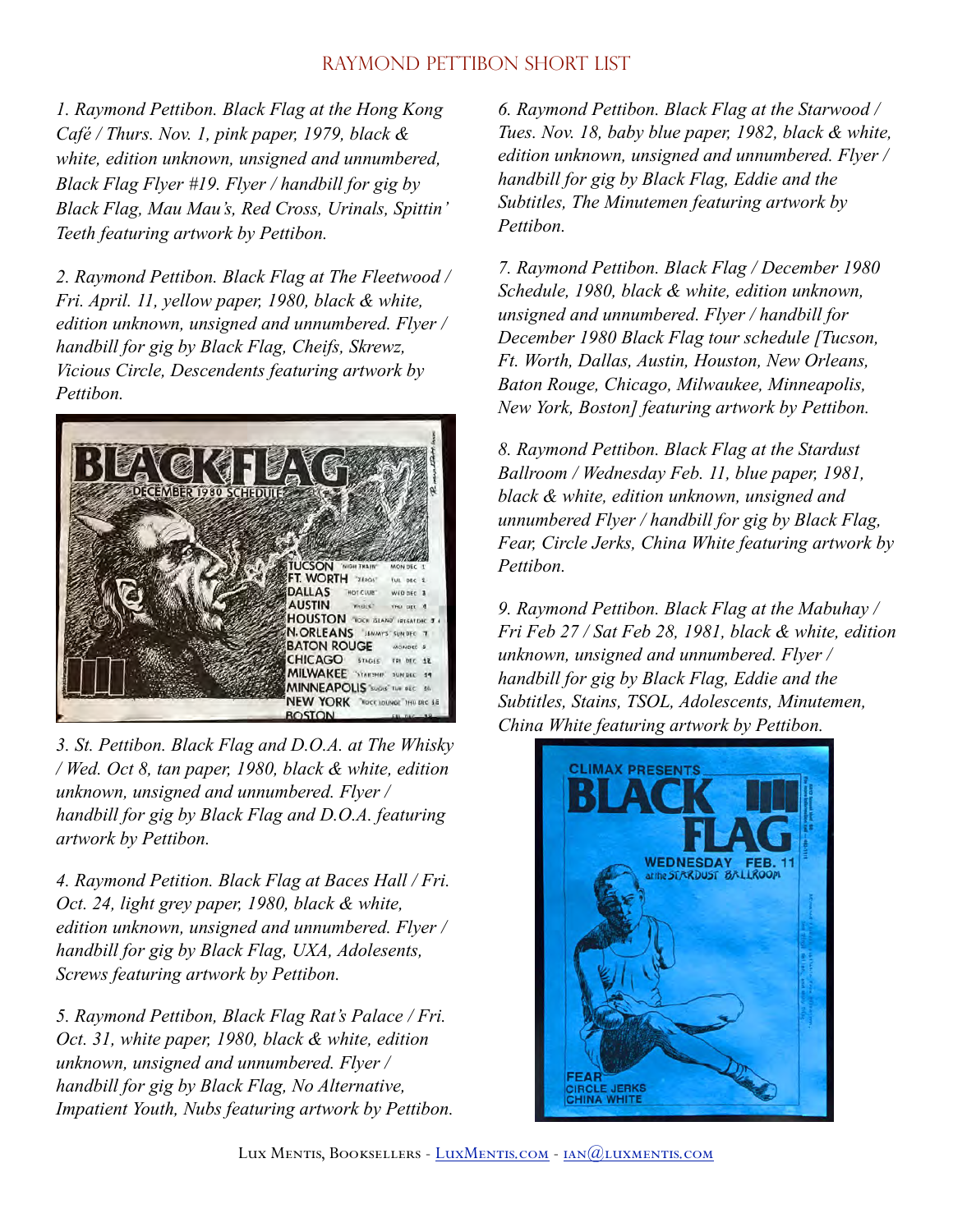# Raymond Pettibon Short List

*1. Raymond Pettibon. Black Flag at the Hong Kong Café / Thurs. Nov. 1, pink paper, 1979, black & white, edition unknown, unsigned and unnumbered, Black Flag Flyer #19. Flyer / handbill for gig by Black Flag, Mau Mau's, Red Cross, Urinals, Spittin' Teeth featuring artwork by Pettibon.*

*2. Raymond Pettibon. Black Flag at The Fleetwood / Fri. April. 11, yellow paper, 1980, black & white, edition unknown, unsigned and unnumbered. Flyer / handbill for gig by Black Flag, Cheifs, Skrewz, Vicious Circle, Descendents featuring artwork by Pettibon.*

*3. St. Pettibon. Black Flag and D.O.A. at The Whisky / Wed. Oct 8, tan paper, 1980, black & white, edition unknown, unsigned and unnumbered. Flyer / handbill for gig by Black Flag and D.O.A. featuring artwork by Pettibon.*

*4. Raymond Petition. Black Flag at Baces Hall / Fri. Oct. 24, light grey paper, 1980, black & white, edition unknown, unsigned and unnumbered. Flyer / handbill for gig by Black Flag, UXA, Adolesents, Screws featuring artwork by Pettibon.*

*5. Raymond Pettibon, Black Flag Rat's Palace / Fri. Oct. 31, white paper, 1980, black & white, edition unknown, unsigned and unnumbered. Flyer / handbill for gig by Black Flag, No Alternative, Impatient Youth, Nubs featuring artwork by Pettibon.*

*6. Raymond Pettibon. Black Flag at the Starwood / Tues. Nov. 18, baby blue paper, 1982, black & white, edition unknown, unsigned and unnumbered. Flyer / handbill for gig by Black Flag, Eddie and the Subtitles, The Minutemen featuring artwork by Pettibon.*

*7. Raymond Pettibon. Black Flag / December 1980 Schedule, 1980, black & white, edition unknown, unsigned and unnumbered. Flyer / handbill for December 1980 Black Flag tour schedule [Tucson, Ft. Worth, Dallas, Austin, Houston, New Orleans, Baton Rouge, Chicago, Milwaukee, Minneapolis, New York, Boston] featuring artwork by Pettibon.*

*8. Raymond Pettibon. Black Flag at the Stardust Ballroom / Wednesday Feb. 11, blue paper, 1981, black & white, edition unknown, unsigned and unnumbered Flyer / handbill for gig by Black Flag, Fear, Circle Jerks, China White featuring artwork by Pettibon.*

*9. Raymond Pettibon. Black Flag at the Mabuhay / Fri Feb 27 / Sat Feb 28, 1981, black & white, edition unknown, unsigned and unnumbered. Flyer / handbill for gig by Black Flag, Eddie and the Subtitles, Stains, TSOL, Adolescents, Minutemen, China White featuring artwork by Pettibon.*

Lux Mentis, Booksellers - LuxMentis.com - ian@luxmentis.com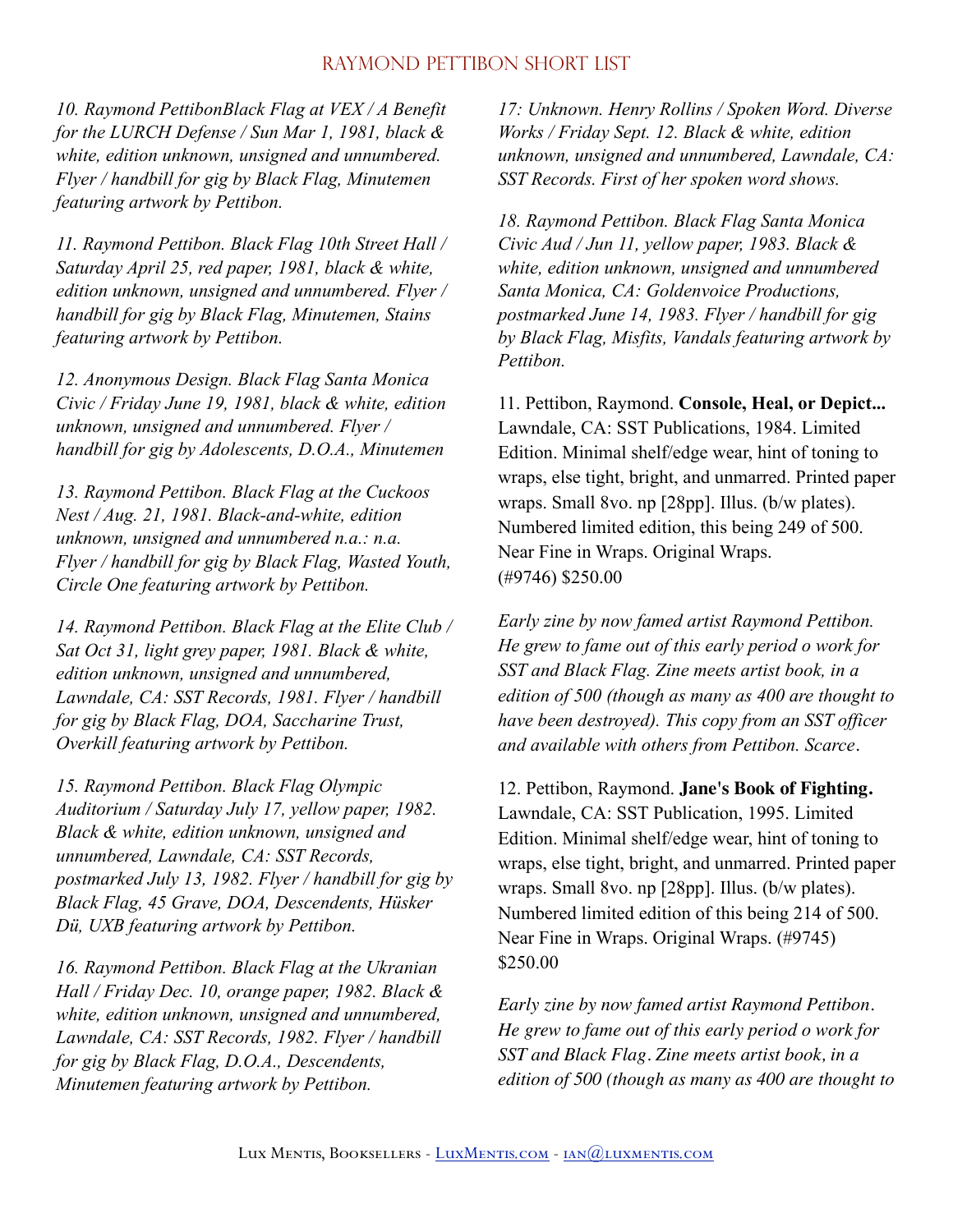## RAYMOND PETTIBON SHORT LIST

*10. Raymond PettibonBlack Flag at VEX / A Benefit for the LURCH Defense / Sun Mar 1, 1981, black & white, edition unknown, unsigned and unnumbered. Flyer / handbill for gig by Black Flag, Minutemen featuring artwork by Pettibon.*

*11. Raymond Pettibon. Black Flag 10th Street Hall / Saturday April 25, red paper, 1981, black & white, edition unknown, unsigned and unnumbered. Flyer / handbill for gig by Black Flag, Minutemen, Stains featuring artwork by Pettibon.*

*12. Anonymous Design. Black Flag Santa Monica Civic / Friday June 19, 1981, black & white, edition unknown, unsigned and unnumbered. Flyer / handbill for gig by Adolescents, D.O.A., Minutemen*

*13. Raymond Pettibon. Black Flag at the Cuckoos Nest / Aug. 21, 1981. Black-and-white, edition unknown, unsigned and unnumbered n.a.: n.a. Flyer / handbill for gig by Black Flag, Wasted Youth, Circle One featuring artwork by Pettibon.*

*14. Raymond Pettibon. Black Flag at the Elite Club / Sat Oct 31, light grey paper, 1981. Black & white, edition unknown, unsigned and unnumbered, Lawndale, CA: SST Records, 1981. Flyer / handbill for gig by Black Flag, DOA, Saccharine Trust, Overkill featuring artwork by Pettibon.*

*15. Raymond Pettibon. Black Flag Olympic Auditorium / Saturday July 17, yellow paper, 1982. Black & white, edition unknown, unsigned and unnumbered, Lawndale, CA: SST Records, postmarked July 13, 1982. Flyer / handbill for gig by Black Flag, 45 Grave, DOA, Descendents, Hüsker Dü, UXB featuring artwork by Pettibon.*

*16. Raymond Pettibon. Black Flag at the Ukranian Hall / Friday Dec. 10, orange paper, 1982. Black & white, edition unknown, unsigned and unnumbered, Lawndale, CA: SST Records, 1982. Flyer / handbill for gig by Black Flag, D.O.A., Descendents, Minutemen featuring artwork by Pettibon.*

*17: Unknown. Henry Rollins / Spoken Word. Diverse Works / Friday Sept. 12. Black & white, edition unknown, unsigned and unnumbered, Lawndale, CA: SST Records. First of her spoken word shows.*

*18. Raymond Pettibon. Black Flag Santa Monica Civic Aud / Jun 11, yellow paper, 1983. Black & white, edition unknown, unsigned and unnumbered Santa Monica, CA: Goldenvoice Productions, postmarked June 14, 1983. Flyer / handbill for gig by Black Flag, Misfits, Vandals featuring artwork by Pettibon.*

11. Pettibon, Raymond. **Console, Heal, or Depict...** Lawndale, CA: SST Publications, 1984. Limited Edition. Minimal shelf/edge wear, hint of toning to wraps, else tight, bright, and unmarred. Printed paper wraps. Small 8vo. np [28pp]. Illus. (b/w plates). Numbered limited edition, this being 249 of 500. Near Fine in Wraps. Original Wraps. (#9746) $250.00

*Early zine by now famed artist Raymond Pettibon. He grew to fame out of this early period o work for SST and Black Flag. Zine meets artist book, in a edition of 500 (though as many as 400 are thought to have been destroyed). This copy from an SST officer and available with others from Pettibon. Scarce.*

12. Pettibon, Raymond. **Jane's Book of Fighting.** Lawndale, CA: SST Publication, 1995. Limited Edition. Minimal shelf/edge wear, hint of toning to wraps, else tight, bright, and unmarred. Printed paper wraps. Small 8vo. np [28pp]. Illus. (b/w plates). Numbered limited edition of this being 214 of 500. Near Fine in Wraps. Original Wraps. (#9745) $250.00

*Early zine by now famed artist Raymond Pettibon. He grew to fame out of this early period o work for SST and Black Flag. Zine meets artist book, in a edition of 500 (though as many as 400 are thought to*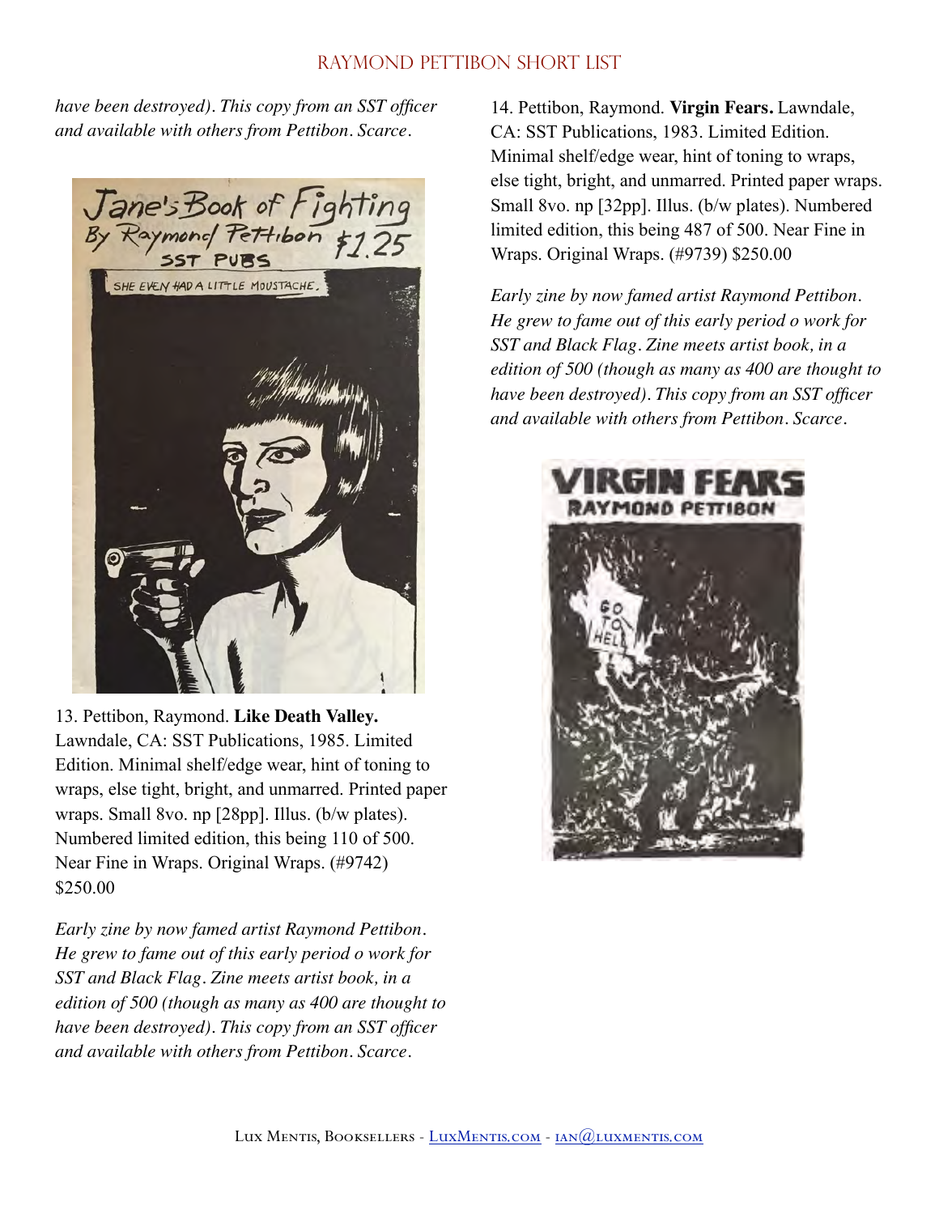*have been destroyed). This copy from an SST officer and available with others from Pettibon. Scarce.*

13. Pettibon, Raymond. **Like Death Valley.** Lawndale, CA: SST Publications, 1985. Limited Edition. Minimal shelf/edge wear, hint of toning to wraps, else tight, bright, and unmarred. Printed paper wraps. Small 8vo. np [28pp]. Illus. (b/w plates). Numbered limited edition, this being 110 of 500. Near Fine in Wraps. Original Wraps. (#9742) $250.00

*Early zine by now famed artist Raymond Pettibon. He grew to fame out of this early period o work for SST and Black Flag. Zine meets artist book, in a edition of 500 (though as many as 400 are thought to have been destroyed). This copy from an SST officer and available with others from Pettibon. Scarce.*

14. Pettibon, Raymond. **Virgin Fears.** Lawndale, CA: SST Publications, 1983. Limited Edition. Minimal shelf/edge wear, hint of toning to wraps, else tight, bright, and unmarred. Printed paper wraps. Small 8vo. np [32pp]. Illus. (b/w plates). Numbered limited edition, this being 487 of 500. Near Fine in Wraps. Original Wraps. (#9739) $250.00

*Early zine by now famed artist Raymond Pettibon. He grew to fame out of this early period o work for SST and Black Flag. Zine meets artist book, in a edition of 500 (though as many as 400 are thought to have been destroyed). This copy from an SST officer and available with others from Pettibon. Scarce.*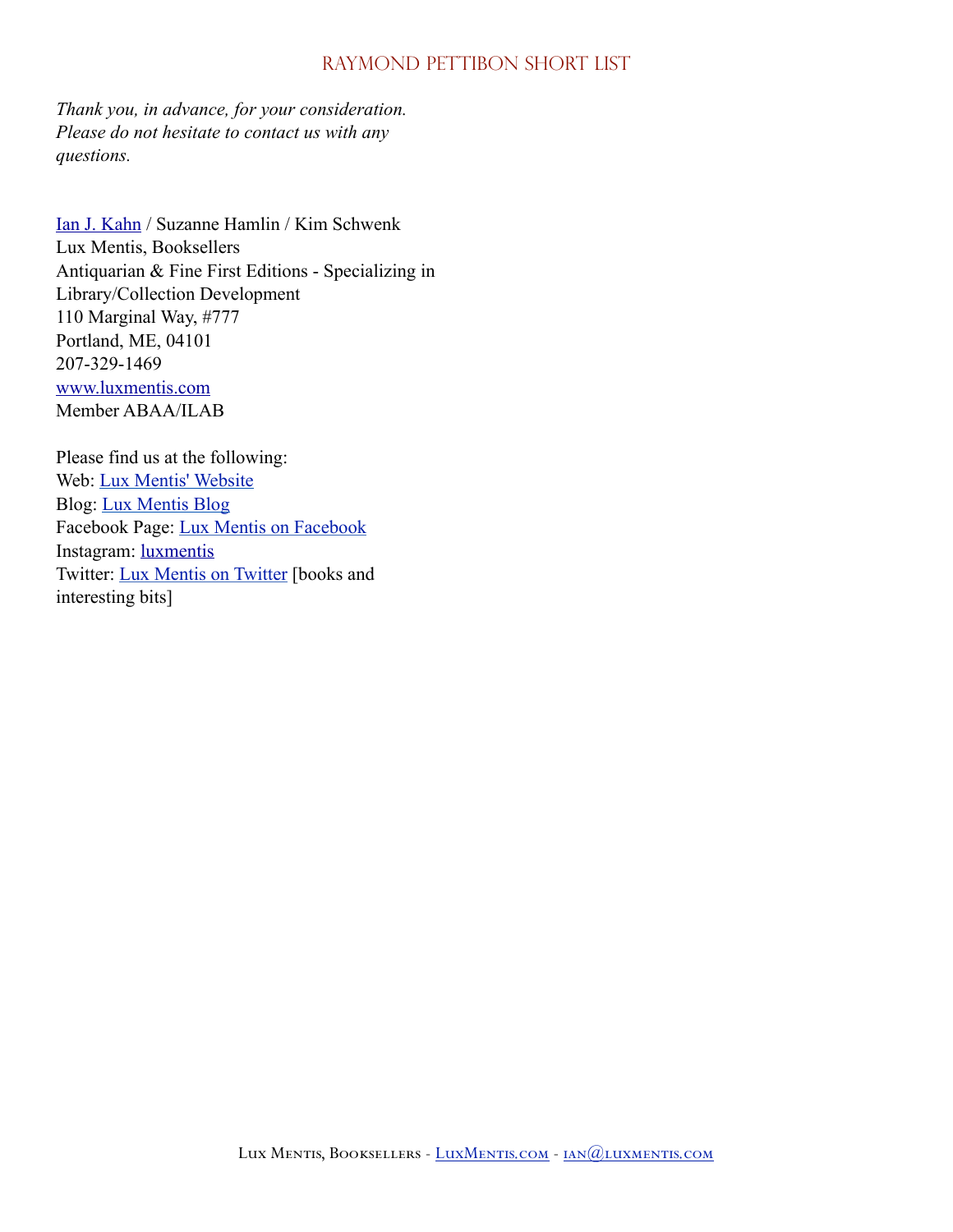*Thank you, in advance, for your consideration. Please do not hesitate to contact us with any questions.*

Ian J. Kahn / Suzanne Hamlin / Kim Schwenk
Lux Mentis, Booksellers
Antiquarian & Fine First Editions - Specializing in Library/Collection Development
110 Marginal Way, #777
Portland, ME, 04101
207-329-1469
www.luxmentis.com
Member ABAA/ILAB

Please find us at the following:
Web: Lux Mentis' Website
Blog: Lux Mentis Blog
Facebook Page: Lux Mentis on Facebook
Instagram: luxmentis
Twitter: Lux Mentis on Twitter [books and interesting bits]